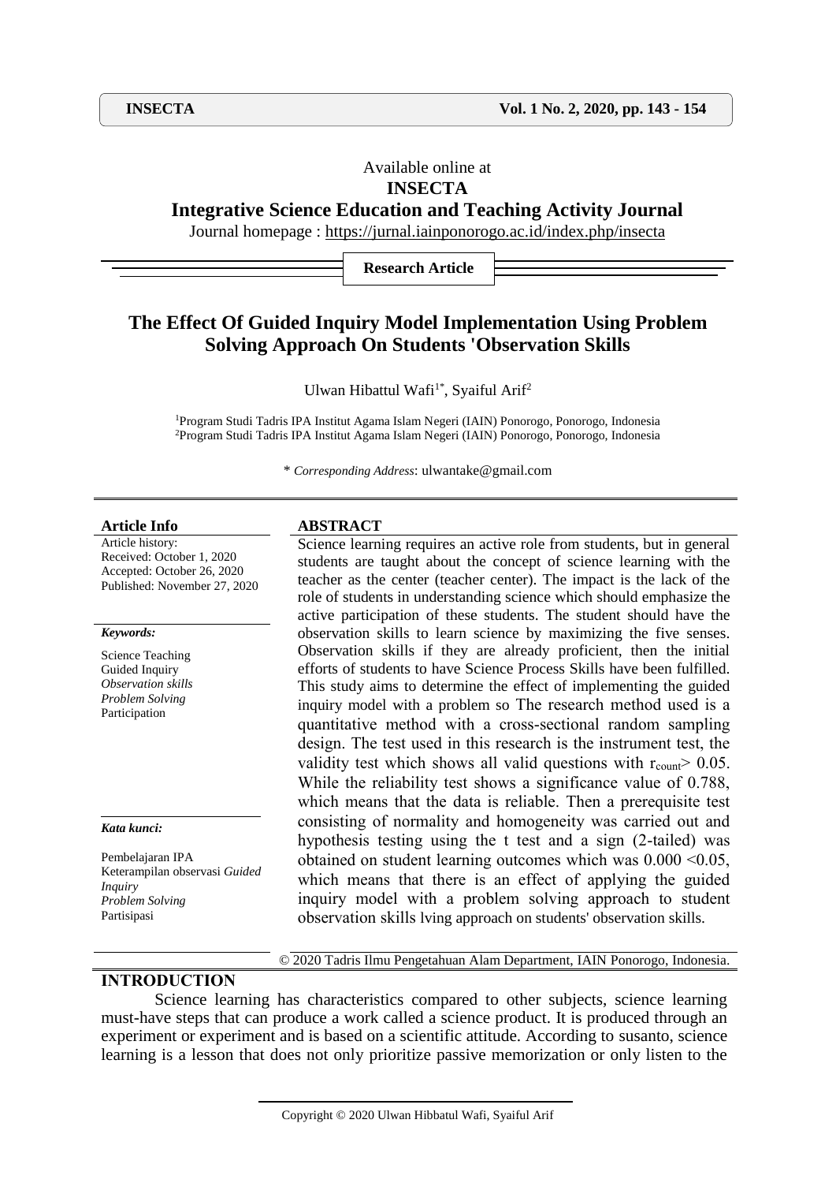Available online at

**INSECTA**

**Integrative Science Education and Teaching Activity Journal**

Journal homepage : https://jurnal.iainponorogo.ac.id/index.php/insecta

**Research Article**

# The Effect Of Guided Inquiry Model Implementation Using Problem Solving Approach On Students 'Observation Skills

Ulwan Hibattul Wafi[1*], Syaiful Arif[2]

[1]Program Studi Tadris IPA Institut Agama Islam Negeri (IAIN) Ponorogo, Ponorogo, Indonesia
[2]Program Studi Tadris IPA Institut Agama Islam Negeri (IAIN) Ponorogo, Ponorogo, Indonesia

\* *Corresponding Address*: ulwantake@gmail.com

**Article Info**

Article history:
Received: October 1, 2020
Accepted: October 26, 2020
Published: November 27, 2020

***Keywords:***

Science Teaching
Guided Inquiry
*Observation skills*
*Problem Solving*
Participation

***Kata kunci:***

Pembelajaran IPA
Keterampilan observasi *Guided Inquiry*
*Problem Solving*
Partisipasi

**ABSTRACT**

Science learning requires an active role from students, but in general students are taught about the concept of science learning with the teacher as the center (teacher center). The impact is the lack of the role of students in understanding science which should emphasize the active participation of these students. The student should have the observation skills to learn science by maximizing the five senses. Observation skills if they are already proficient, then the initial efforts of students to have Science Process Skills have been fulfilled. This study aims to determine the effect of implementing the guided inquiry model with a problem so The research method used is a quantitative method with a cross-sectional random sampling design. The test used in this research is the instrument test, the validity test which shows all valid questions with $r_{count} > 0.05$. While the reliability test shows a significance value of 0.788, which means that the data is reliable. Then a prerequisite test consisting of normality and homogeneity was carried out and hypothesis testing using the t test and a sign (2-tailed) was obtained on student learning outcomes which was $0.000 < 0.05$, which means that there is an effect of applying the guided inquiry model with a problem solving approach to student observation skills lving approach on students' observation skills.

© 2020 Tadris Ilmu Pengetahuan Alam Department, IAIN Ponorogo, Indonesia.

## INTRODUCTION

Science learning has characteristics compared to other subjects, science learning must-have steps that can produce a work called a science product. It is produced through an experiment or experiment and is based on a scientific attitude. According to susanto, science learning is a lesson that does not only prioritize passive memorization or only listen to the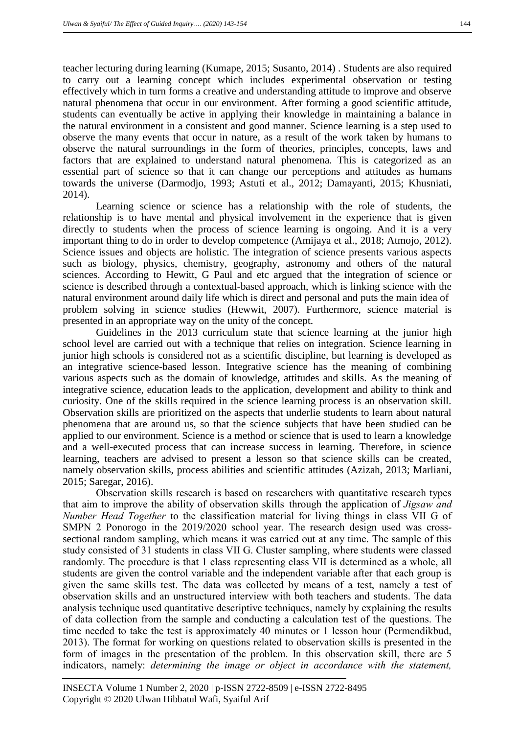teacher lecturing during learning (Kumape, 2015; Susanto, 2014) . Students are also required to carry out a learning concept which includes experimental observation or testing effectively which in turn forms a creative and understanding attitude to improve and observe natural phenomena that occur in our environment. After forming a good scientific attitude, students can eventually be active in applying their knowledge in maintaining a balance in the natural environment in a consistent and good manner. Science learning is a step used to observe the many events that occur in nature, as a result of the work taken by humans to observe the natural surroundings in the form of theories, principles, concepts, laws and factors that are explained to understand natural phenomena. This is categorized as an essential part of science so that it can change our perceptions and attitudes as humans towards the universe (Darmodjo, 1993; Astuti et al., 2012; Damayanti, 2015; Khusniati, 2014).

Learning science or science has a relationship with the role of students, the relationship is to have mental and physical involvement in the experience that is given directly to students when the process of science learning is ongoing. And it is a very important thing to do in order to develop competence (Amijaya et al., 2018; Atmojo, 2012). Science issues and objects are holistic. The integration of science presents various aspects such as biology, physics, chemistry, geography, astronomy and others of the natural sciences. According to Hewitt, G Paul and etc argued that the integration of science or science is described through a contextual-based approach, which is linking science with the natural environment around daily life which is direct and personal and puts the main idea of problem solving in science studies (Hewwit, 2007). Furthermore, science material is presented in an appropriate way on the unity of the concept.

Guidelines in the 2013 curriculum state that science learning at the junior high school level are carried out with a technique that relies on integration. Science learning in junior high schools is considered not as a scientific discipline, but learning is developed as an integrative science-based lesson. Integrative science has the meaning of combining various aspects such as the domain of knowledge, attitudes and skills. As the meaning of integrative science, education leads to the application, development and ability to think and curiosity. One of the skills required in the science learning process is an observation skill. Observation skills are prioritized on the aspects that underlie students to learn about natural phenomena that are around us, so that the science subjects that have been studied can be applied to our environment. Science is a method or science that is used to learn a knowledge and a well-executed process that can increase success in learning. Therefore, in science learning, teachers are advised to present a lesson so that science skills can be created, namely observation skills, process abilities and scientific attitudes (Azizah, 2013; Marliani, 2015; Saregar, 2016).

Observation skills research is based on researchers with quantitative research types that aim to improve the ability of observation skills through the application of *Jigsaw and Number Head Together* to the classification material for living things in class VII G of SMPN 2 Ponorogo in the 2019/2020 school year. The research design used was cross-sectional random sampling, which means it was carried out at any time. The sample of this study consisted of 31 students in class VII G. Cluster sampling, where students were classed randomly. The procedure is that 1 class representing class VII is determined as a whole, all students are given the control variable and the independent variable after that each group is given the same skills test. The data was collected by means of a test, namely a test of observation skills and an unstructured interview with both teachers and students. The data analysis technique used quantitative descriptive techniques, namely by explaining the results of data collection from the sample and conducting a calculation test of the questions. The time needed to take the test is approximately 40 minutes or 1 lesson hour (Permendikbud, 2013). The format for working on questions related to observation skills is presented in the form of images in the presentation of the problem. In this observation skill, there are 5 indicators, namely: *determining the image or object in accordance with the statement,*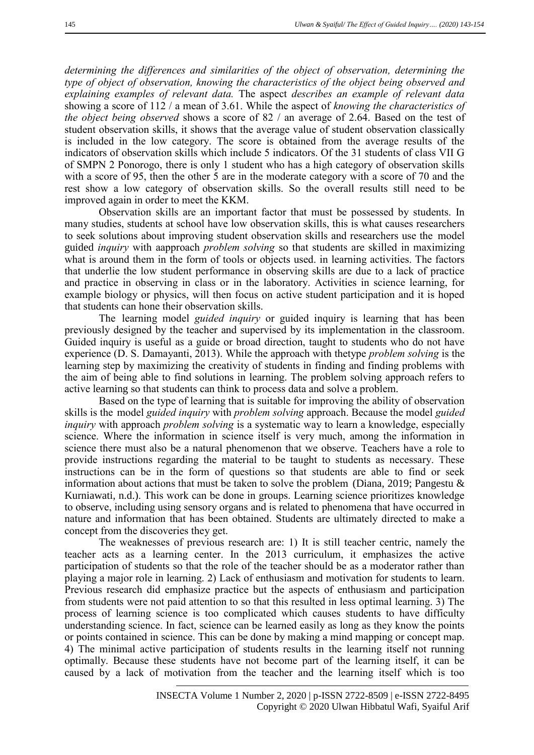*determining the differences and similarities of the object of observation, determining the type of object of observation, knowing the characteristics of the object being observed and explaining examples of relevant data.* The aspect *describes an example of relevant data* showing a score of 112 / a mean of 3.61. While the aspect of *knowing the characteristics of the object being observed* shows a score of 82 / an average of 2.64. Based on the test of student observation skills, it shows that the average value of student observation classically is included in the low category. The score is obtained from the average results of the indicators of observation skills which include 5 indicators. Of the 31 students of class VII G of SMPN 2 Ponorogo, there is only 1 student who has a high category of observation skills with a score of 95, then the other 5 are in the moderate category with a score of 70 and the rest show a low category of observation skills. So the overall results still need to be improved again in order to meet the KKM.

Observation skills are an important factor that must be possessed by students. In many studies, students at school have low observation skills, this is what causes researchers to seek solutions about improving student observation skills and researchers use the model guided *inquiry* with aapproach *problem solving* so that students are skilled in maximizing what is around them in the form of tools or objects used. in learning activities. The factors that underlie the low student performance in observing skills are due to a lack of practice and practice in observing in class or in the laboratory. Activities in science learning, for example biology or physics, will then focus on active student participation and it is hoped that students can hone their observation skills.

The learning model *guided inquiry* or guided inquiry is learning that has been previously designed by the teacher and supervised by its implementation in the classroom. Guided inquiry is useful as a guide or broad direction, taught to students who do not have experience (D. S. Damayanti, 2013). While the approach with thetype *problem solving* is the learning step by maximizing the creativity of students in finding and finding problems with the aim of being able to find solutions in learning. The problem solving approach refers to active learning so that students can think to process data and solve a problem.

Based on the type of learning that is suitable for improving the ability of observation skills is the model *guided inquiry* with *problem solving* approach. Because the model *guided inquiry* with approach *problem solving* is a systematic way to learn a knowledge, especially science. Where the information in science itself is very much, among the information in science there must also be a natural phenomenon that we observe. Teachers have a role to provide instructions regarding the material to be taught to students as necessary. These instructions can be in the form of questions so that students are able to find or seek information about actions that must be taken to solve the problem (Diana, 2019; Pangestu & Kurniawati, n.d.). This work can be done in groups. Learning science prioritizes knowledge to observe, including using sensory organs and is related to phenomena that have occurred in nature and information that has been obtained. Students are ultimately directed to make a concept from the discoveries they get.

The weaknesses of previous research are: 1) It is still teacher centric, namely the teacher acts as a learning center. In the 2013 curriculum, it emphasizes the active participation of students so that the role of the teacher should be as a moderator rather than playing a major role in learning. 2) Lack of enthusiasm and motivation for students to learn. Previous research did emphasize practice but the aspects of enthusiasm and participation from students were not paid attention to so that this resulted in less optimal learning. 3) The process of learning science is too complicated which causes students to have difficulty understanding science. In fact, science can be learned easily as long as they know the points or points contained in science. This can be done by making a mind mapping or concept map. 4) The minimal active participation of students results in the learning itself not running optimally. Because these students have not become part of the learning itself, it can be caused by a lack of motivation from the teacher and the learning itself which is too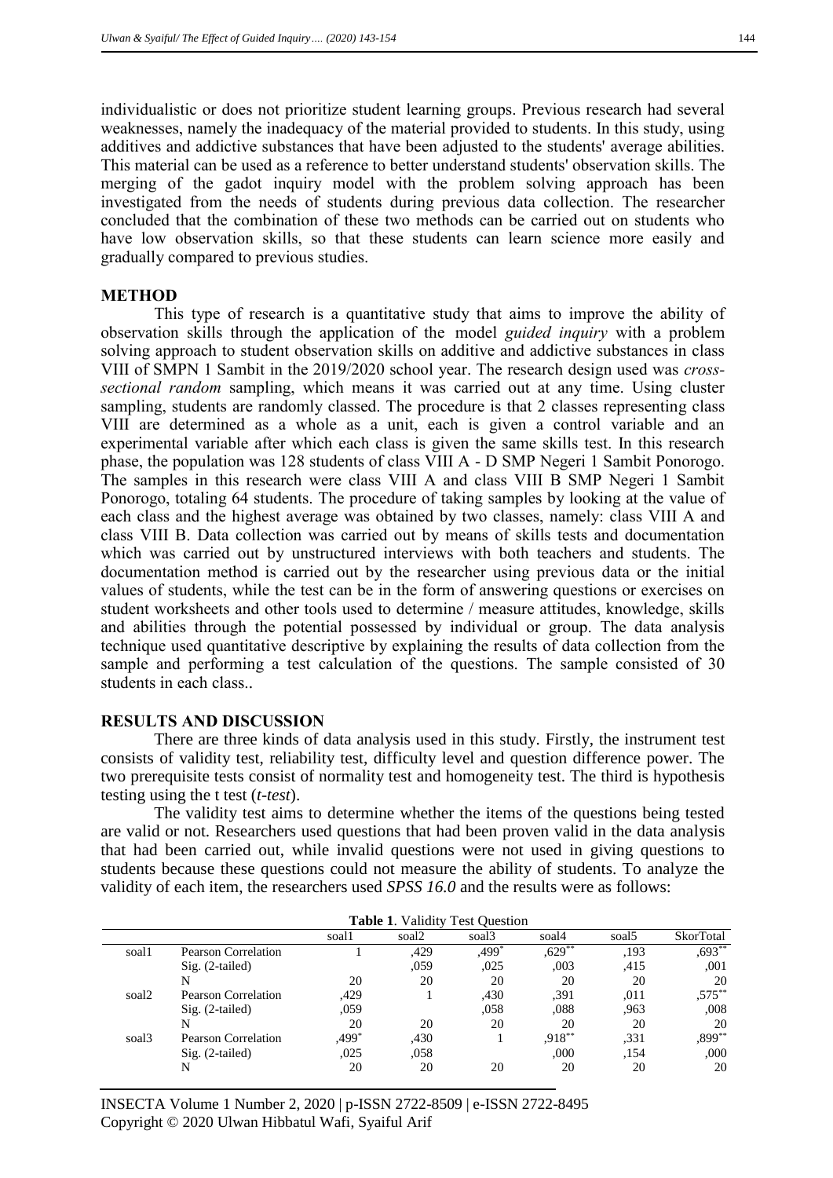individualistic or does not prioritize student learning groups. Previous research had several weaknesses, namely the inadequacy of the material provided to students. In this study, using additives and addictive substances that have been adjusted to the students' average abilities. This material can be used as a reference to better understand students' observation skills. The merging of the gadot inquiry model with the problem solving approach has been investigated from the needs of students during previous data collection. The researcher concluded that the combination of these two methods can be carried out on students who have low observation skills, so that these students can learn science more easily and gradually compared to previous studies.

## METHOD

This type of research is a quantitative study that aims to improve the ability of observation skills through the application of the model *guided inquiry* with a problem solving approach to student observation skills on additive and addictive substances in class VIII of SMPN 1 Sambit in the 2019/2020 school year. The research design used was *cross-sectional random* sampling, which means it was carried out at any time. Using cluster sampling, students are randomly classed. The procedure is that 2 classes representing class VIII are determined as a whole as a unit, each is given a control variable and an experimental variable after which each class is given the same skills test. In this research phase, the population was 128 students of class VIII A - D SMP Negeri 1 Sambit Ponorogo. The samples in this research were class VIII A and class VIII B SMP Negeri 1 Sambit Ponorogo, totaling 64 students. The procedure of taking samples by looking at the value of each class and the highest average was obtained by two classes, namely: class VIII A and class VIII B. Data collection was carried out by means of skills tests and documentation which was carried out by unstructured interviews with both teachers and students. The documentation method is carried out by the researcher using previous data or the initial values of students, while the test can be in the form of answering questions or exercises on student worksheets and other tools used to determine / measure attitudes, knowledge, skills and abilities through the potential possessed by individual or group. The data analysis technique used quantitative descriptive by explaining the results of data collection from the sample and performing a test calculation of the questions. The sample consisted of 30 students in each class..

## RESULTS AND DISCUSSION

There are three kinds of data analysis used in this study. Firstly, the instrument test consists of validity test, reliability test, difficulty level and question difference power. The two prerequisite tests consist of normality test and homogeneity test. The third is hypothesis testing using the t test (*t-test*).

The validity test aims to determine whether the items of the questions being tested are valid or not. Researchers used questions that had been proven valid in the data analysis that had been carried out, while invalid questions were not used in giving questions to students because these questions could not measure the ability of students. To analyze the validity of each item, the researchers used *SPSS 16.0* and the results were as follows:

**Table 1**. Validity Test Question

| | | soal1 | soal2 | soal3 | soal4 | soal5 | SkorTotal |
|---|---|---|---|---|---|---|---|
| soal1 | Pearson Correlation | 1 | ,429 | ,499* | ,629** | ,193 | ,693** |
| | Sig. (2-tailed) | | ,059 | ,025 | ,003 | ,415 | ,001 |
| | N | 20 | 20 | 20 | 20 | 20 | 20 |
| soal2 | Pearson Correlation | ,429 | 1 | ,430 | ,391 | ,011 | ,575** |
| | Sig. (2-tailed) | ,059 | | ,058 | ,088 | ,963 | ,008 |
| | N | 20 | 20 | 20 | 20 | 20 | 20 |
| soal3 | Pearson Correlation | ,499* | ,430 | 1 | ,918** | ,331 | ,899** |
| | Sig. (2-tailed) | ,025 | ,058 | | ,000 | ,154 | ,000 |
| | N | 20 | 20 | 20 | 20 | 20 | 20 |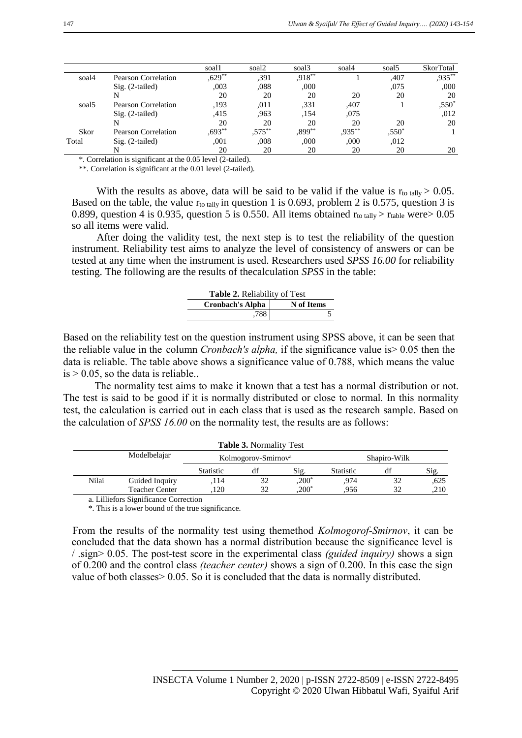| | | soal1 | soal2 | soal3 | soal4 | soal5 | SkorTotal |
|---|---|---|---|---|---|---|---|
| soal4 | Pearson Correlation | ,629** | ,391 | ,918** | 1 | ,407 | ,935** |
| | Sig. (2-tailed) | ,003 | ,088 | ,000 | | ,075 | ,000 |
| | N | 20 | 20 | 20 | 20 | 20 | 20 |
| soal5 | Pearson Correlation | ,193 | ,011 | ,331 | ,407 | 1 | ,550* |
| | Sig. (2-tailed) | ,415 | ,963 | ,154 | ,075 | | ,012 |
| | N | 20 | 20 | 20 | 20 | 20 | 20 |
| Skor Total | Pearson Correlation | ,693** | ,575** | ,899** | ,935** | ,550* | 1 |
| | Sig. (2-tailed) | ,001 | ,008 | ,000 | ,000 | ,012 | |
| | N | 20 | 20 | 20 | 20 | 20 | 20 |

*. Correlation is significant at the 0.05 level (2-tailed).

**. Correlation is significant at the 0.01 level (2-tailed).

With the results as above, data will be said to be valid if the value is $r_{to\ tally} > 0.05$. Based on the table, the value $r_{to\ tally}$ in question 1 is 0.693, problem 2 is 0.575, question 3 is 0.899, question 4 is 0.935, question 5 is 0.550. All items obtained $r_{to\ tally} > r_{table}$ were> 0.05 so all items were valid.

After doing the validity test, the next step is to test the reliability of the question instrument. Reliability test aims to analyze the level of consistency of answers or can be tested at any time when the instrument is used. Researchers used *SPSS 16.00* for reliability testing. The following are the results of thecalculation *SPSS* in the table:

**Table 2.** Reliability of Test

| Cronbach's Alpha | N of Items |
|---|---|
| ,788 | 5 |

Based on the reliability test on the question instrument using SPSS above, it can be seen that the reliable value in the column *Cronbach's alpha,* if the significance value is> 0.05 then the data is reliable. The table above shows a significance value of 0.788, which means the value is > 0.05, so the data is reliable..

The normality test aims to make it known that a test has a normal distribution or not. The test is said to be good if it is normally distributed or close to normal. In this normality test, the calculation is carried out in each class that is used as the research sample. Based on the calculation of *SPSS 16.00* on the normality test, the results are as follows:

**Table 3.** Normality Test

| | Modelbelajar | Kolmogorov-Smirnov[a] | | | Shapiro-Wilk | | |
|---|---|---|---|---|---|---|---|
| | | Statistic | df | Sig. | Statistic | df | Sig. |
| Nilai | Guided Inquiry | ,114 | 32 | ,200* | ,974 | 32 | ,625 |
| | Teacher Center | ,120 | 32 | ,200* | ,956 | 32 | ,210 |

a. Lilliefors Significance Correction

*. This is a lower bound of the true significance.

From the results of the normality test using themethod *Kolmogorof-Smirnov*, it can be concluded that the data shown has a normal distribution because the significance level is / .sign> 0.05. The post-test score in the experimental class *(guided inquiry)* shows a sign of 0.200 and the control class *(teacher center)* shows a sign of 0.200. In this case the sign value of both classes> 0.05. So it is concluded that the data is normally distributed.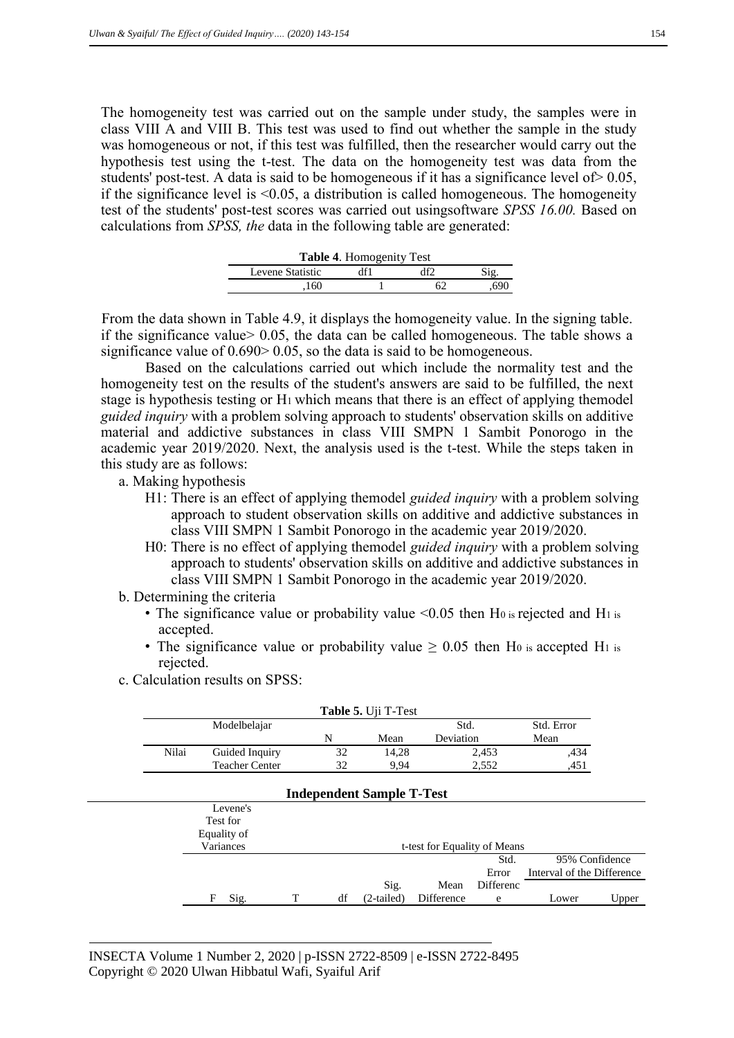The homogeneity test was carried out on the sample under study, the samples were in class VIII A and VIII B. This test was used to find out whether the sample in the study was homogeneous or not, if this test was fulfilled, then the researcher would carry out the hypothesis test using the t-test. The data on the homogeneity test was data from the students' post-test. A data is said to be homogeneous if it has a significance level of> 0.05, if the significance level is <0.05, a distribution is called homogeneous. The homogeneity test of the students' post-test scores was carried out usingsoftware *SPSS 16.00.* Based on calculations from *SPSS, the* data in the following table are generated:

**Table 4**. Homogenity Test

| Levene Statistic | df1 | df2 | Sig. |
|---|---|---|---|
| ,160 | 1 | 62 | ,690 |

From the data shown in Table 4.9, it displays the homogeneity value. In the signing table. if the significance value> 0.05, the data can be called homogeneous. The table shows a significance value of 0.690> 0.05, so the data is said to be homogeneous.

Based on the calculations carried out which include the normality test and the homogeneity test on the results of the student's answers are said to be fulfilled, the next stage is hypothesis testing or $H_1$ which means that there is an effect of applying themodel *guided inquiry* with a problem solving approach to students' observation skills on additive material and addictive substances in class VIII SMPN 1 Sambit Ponorogo in the academic year 2019/2020. Next, the analysis used is the t-test. While the steps taken in this study are as follows:

a. Making hypothesis
   - H1: There is an effect of applying themodel *guided inquiry* with a problem solving approach to student observation skills on additive and addictive substances in class VIII SMPN 1 Sambit Ponorogo in the academic year 2019/2020.
   - H0: There is no effect of applying themodel *guided inquiry* with a problem solving approach to students' observation skills on additive and addictive substances in class VIII SMPN 1 Sambit Ponorogo in the academic year 2019/2020.

b. Determining the criteria
   - The significance value or probability value <0.05 then $H_0$ is rejected and $H_1$ is accepted.
   - The significance value or probability value $\geq$ 0.05 then $H_0$ is accepted $H_1$ is rejected.

c. Calculation results on SPSS:

**Table 5.** Uji T-Test

| | Modelbelajar | N | Mean | Std. Deviation | Std. Error Mean |
|---|---|---|---|---|---|
| Nilai | Guided Inquiry | 32 | 14,28 | 2,453 | ,434 |
| | Teacher Center | 32 | 9,94 | 2,552 | ,451 |

**Independent Sample T-Test**

| Levene's Test for Equality of Variances | | t-test for Equality of Means | | | | | | |
|---|---|---|---|---|---|---|---|---|
| | | | | | | | 95% Confidence Interval of the Difference | |
| F | Sig. | T | df | Sig. (2-tailed) | Mean Difference | Std. Error Difference | Lower | Upper |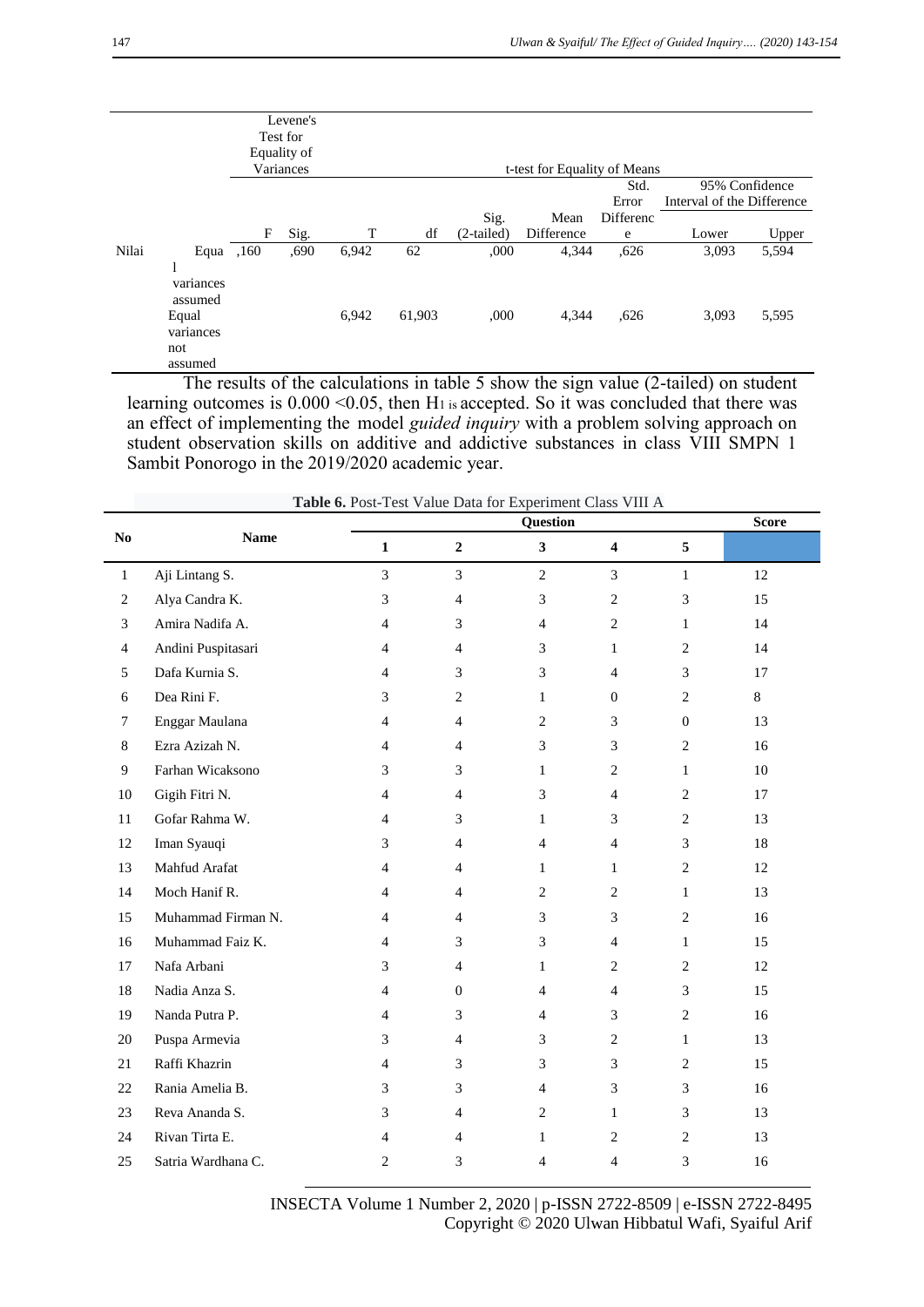| | | Levene's Test for Equality of Variances | | t-test for Equality of Means | | | | | | |
|---|---|---|---|---|---|---|---|---|---|---|
| | | | | | | | | | 95% Confidence Interval of the Difference | |
| | | F | Sig. | T | df | Sig. (2-tailed) | Mean Difference | Std. Error Difference | Lower | Upper |
| Nilai | Equal variances assumed | ,160 | ,690 | 6,942 | 62 | ,000 | 4,344 | ,626 | 3,093 | 5,594 |
| | Equal variances not assumed | | | 6,942 | 61,903 | ,000 | 4,344 | ,626 | 3,093 | 5,595 |

The results of the calculations in table 5 show the sign value (2-tailed) on student learning outcomes is 0.000 <0.05, then $H_1$ is accepted. So it was concluded that there was an effect of implementing the model *guided inquiry* with a problem solving approach on student observation skills on additive and addictive substances in class VIII SMPN 1 Sambit Ponorogo in the 2019/2020 academic year.

**Table 6.** Post-Test Value Data for Experiment Class VIII A

| No | Name | Question | | | | | Score |
|---|---|---|---|---|---|---|---|
| | | 1 | 2 | 3 | 4 | 5 | |
| 1 | Aji Lintang S. | 3 | 3 | 2 | 3 | 1 | 12 |
| 2 | Alya Candra K. | 3 | 4 | 3 | 2 | 3 | 15 |
| 3 | Amira Nadifa A. | 4 | 3 | 4 | 2 | 1 | 14 |
| 4 | Andini Puspitasari | 4 | 4 | 3 | 1 | 2 | 14 |
| 5 | Dafa Kurnia S. | 4 | 3 | 3 | 4 | 3 | 17 |
| 6 | Dea Rini F. | 3 | 2 | 1 | 0 | 2 | 8 |
| 7 | Enggar Maulana | 4 | 4 | 2 | 3 | 0 | 13 |
| 8 | Ezra Azizah N. | 4 | 4 | 3 | 3 | 2 | 16 |
| 9 | Farhan Wicaksono | 3 | 3 | 1 | 2 | 1 | 10 |
| 10 | Gigih Fitri N. | 4 | 4 | 3 | 4 | 2 | 17 |
| 11 | Gofar Rahma W. | 4 | 3 | 1 | 3 | 2 | 13 |
| 12 | Iman Syauqi | 3 | 4 | 4 | 4 | 3 | 18 |
| 13 | Mahfud Arafat | 4 | 4 | 1 | 1 | 2 | 12 |
| 14 | Moch Hanif R. | 4 | 4 | 2 | 2 | 1 | 13 |
| 15 | Muhammad Firman N. | 4 | 4 | 3 | 3 | 2 | 16 |
| 16 | Muhammad Faiz K. | 4 | 3 | 3 | 4 | 1 | 15 |
| 17 | Nafa Arbani | 3 | 4 | 1 | 2 | 2 | 12 |
| 18 | Nadia Anza S. | 4 | 0 | 4 | 4 | 3 | 15 |
| 19 | Nanda Putra P. | 4 | 3 | 4 | 3 | 2 | 16 |
| 20 | Puspa Armevia | 3 | 4 | 3 | 2 | 1 | 13 |
| 21 | Raffi Khazrin | 4 | 3 | 3 | 3 | 2 | 15 |
| 22 | Rania Amelia B. | 3 | 3 | 4 | 3 | 3 | 16 |
| 23 | Reva Ananda S. | 3 | 4 | 2 | 1 | 3 | 13 |
| 24 | Rivan Tirta E. | 4 | 4 | 1 | 2 | 2 | 13 |
| 25 | Satria Wardhana C. | 2 | 3 | 4 | 4 | 3 | 16 |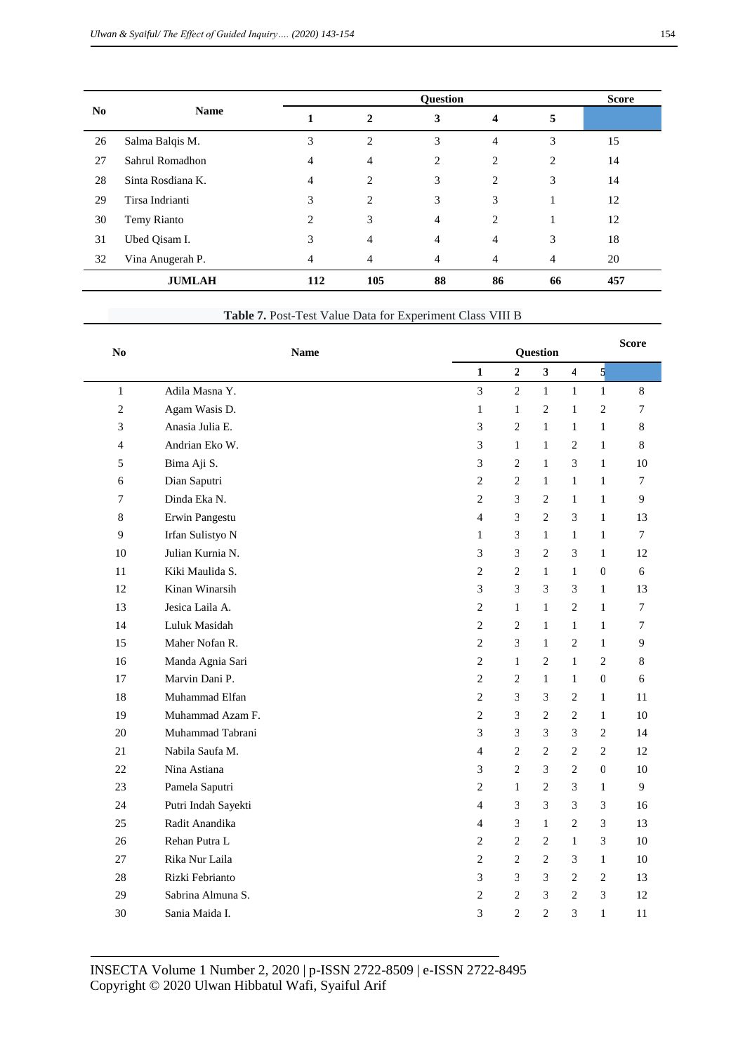| No | Name | Question | | | | | Score |
|---|---|---|---|---|---|---|---|
| | | 1 | 2 | 3 | 4 | 5 | |
| 26 | Salma Balqis M. | 3 | 2 | 3 | 4 | 3 | 15 |
| 27 | Sahrul Romadhon | 4 | 4 | 2 | 2 | 2 | 14 |
| 28 | Sinta Rosdiana K. | 4 | 2 | 3 | 2 | 3 | 14 |
| 29 | Tirsa Indrianti | 3 | 2 | 3 | 3 | 1 | 12 |
| 30 | Temy Rianto | 2 | 3 | 4 | 2 | 1 | 12 |
| 31 | Ubed Qisam I. | 3 | 4 | 4 | 4 | 3 | 18 |
| 32 | Vina Anugerah P. | 4 | 4 | 4 | 4 | 4 | 20 |
| | **JUMLAH** | **112** | **105** | **88** | **86** | **66** | **457** |

**Table 7.** Post-Test Value Data for Experiment Class VIII B

| No | Name | Question | | | | | Score |
|---|---|---|---|---|---|---|---|
| | | 1 | 2 | 3 | 4 | 5 | |
| 1 | Adila Masna Y. | 3 | 2 | 1 | 1 | 1 | 8 |
| 2 | Agam Wasis D. | 1 | 1 | 2 | 1 | 2 | 7 |
| 3 | Anasia Julia E. | 3 | 2 | 1 | 1 | 1 | 8 |
| 4 | Andrian Eko W. | 3 | 1 | 1 | 2 | 1 | 8 |
| 5 | Bima Aji S. | 3 | 2 | 1 | 3 | 1 | 10 |
| 6 | Dian Saputri | 2 | 2 | 1 | 1 | 1 | 7 |
| 7 | Dinda Eka N. | 2 | 3 | 2 | 1 | 1 | 9 |
| 8 | Erwin Pangestu | 4 | 3 | 2 | 3 | 1 | 13 |
| 9 | Irfan Sulistyo N | 1 | 3 | 1 | 1 | 1 | 7 |
| 10 | Julian Kurnia N. | 3 | 3 | 2 | 3 | 1 | 12 |
| 11 | Kiki Maulida S. | 2 | 2 | 1 | 1 | 0 | 6 |
| 12 | Kinan Winarsih | 3 | 3 | 3 | 3 | 1 | 13 |
| 13 | Jesica Laila A. | 2 | 1 | 1 | 2 | 1 | 7 |
| 14 | Luluk Masidah | 2 | 2 | 1 | 1 | 1 | 7 |
| 15 | Maher Nofan R. | 2 | 3 | 1 | 2 | 1 | 9 |
| 16 | Manda Agnia Sari | 2 | 1 | 2 | 1 | 2 | 8 |
| 17 | Marvin Dani P. | 2 | 2 | 1 | 1 | 0 | 6 |
| 18 | Muhammad Elfan | 2 | 3 | 3 | 2 | 1 | 11 |
| 19 | Muhammad Azam F. | 2 | 3 | 2 | 2 | 1 | 10 |
| 20 | Muhammad Tabrani | 3 | 3 | 3 | 3 | 2 | 14 |
| 21 | Nabila Saufa M. | 4 | 2 | 2 | 2 | 2 | 12 |
| 22 | Nina Astiana | 3 | 2 | 3 | 2 | 0 | 10 |
| 23 | Pamela Saputri | 2 | 1 | 2 | 3 | 1 | 9 |
| 24 | Putri Indah Sayekti | 4 | 3 | 3 | 3 | 3 | 16 |
| 25 | Radit Anandika | 4 | 3 | 1 | 2 | 3 | 13 |
| 26 | Rehan Putra L | 2 | 2 | 2 | 1 | 3 | 10 |
| 27 | Rika Nur Laila | 2 | 2 | 2 | 3 | 1 | 10 |
| 28 | Rizki Febrianto | 3 | 3 | 3 | 2 | 2 | 13 |
| 29 | Sabrina Almuna S. | 2 | 2 | 3 | 2 | 3 | 12 |
| 30 | Sania Maida I. | 3 | 2 | 2 | 3 | 1 | 11 |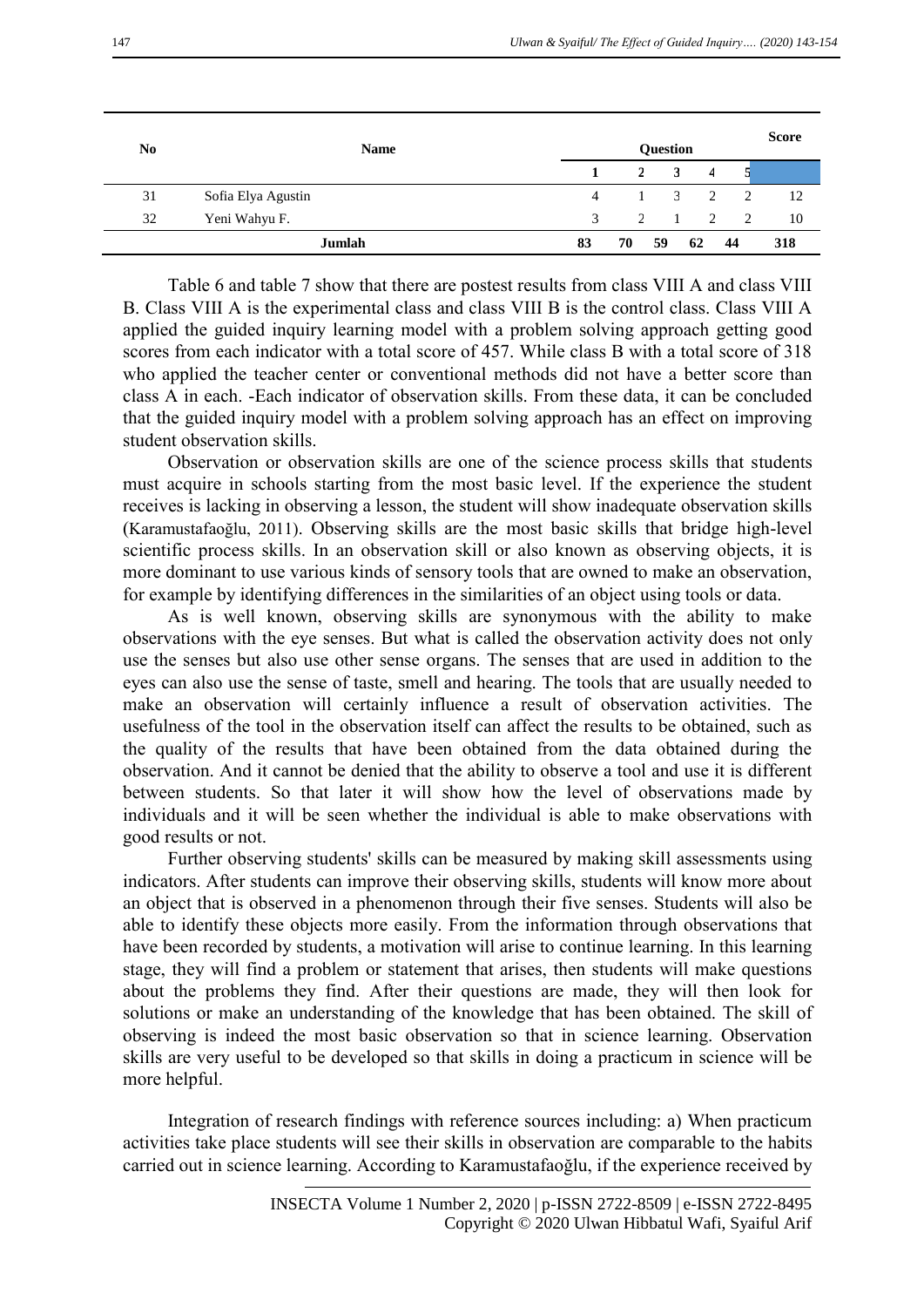| No | Name | Question | | | | | Score |
|---|---|---|---|---|---|---|---|
| | | 1 | 2 | 3 | 4 | 5 | |
| 31 | Sofia Elya Agustin | 4 | 1 | 3 | 2 | 2 | 12 |
| 32 | Yeni Wahyu F. | 3 | 2 | 1 | 2 | 2 | 10 |
| | **Jumlah** | **83** | **70** | **59** | **62** | **44** | **318** |

Table 6 and table 7 show that there are postest results from class VIII A and class VIII B. Class VIII A is the experimental class and class VIII B is the control class. Class VIII A applied the guided inquiry learning model with a problem solving approach getting good scores from each indicator with a total score of 457. While class B with a total score of 318 who applied the teacher center or conventional methods did not have a better score than class A in each. -Each indicator of observation skills. From these data, it can be concluded that the guided inquiry model with a problem solving approach has an effect on improving student observation skills.

Observation or observation skills are one of the science process skills that students must acquire in schools starting from the most basic level. If the experience the student receives is lacking in observing a lesson, the student will show inadequate observation skills (Karamustafaoğlu, 2011). Observing skills are the most basic skills that bridge high-level scientific process skills. In an observation skill or also known as observing objects, it is more dominant to use various kinds of sensory tools that are owned to make an observation, for example by identifying differences in the similarities of an object using tools or data.

As is well known, observing skills are synonymous with the ability to make observations with the eye senses. But what is called the observation activity does not only use the senses but also use other sense organs. The senses that are used in addition to the eyes can also use the sense of taste, smell and hearing. The tools that are usually needed to make an observation will certainly influence a result of observation activities. The usefulness of the tool in the observation itself can affect the results to be obtained, such as the quality of the results that have been obtained from the data obtained during the observation. And it cannot be denied that the ability to observe a tool and use it is different between students. So that later it will show how the level of observations made by individuals and it will be seen whether the individual is able to make observations with good results or not.

Further observing students' skills can be measured by making skill assessments using indicators. After students can improve their observing skills, students will know more about an object that is observed in a phenomenon through their five senses. Students will also be able to identify these objects more easily. From the information through observations that have been recorded by students, a motivation will arise to continue learning. In this learning stage, they will find a problem or statement that arises, then students will make questions about the problems they find. After their questions are made, they will then look for solutions or make an understanding of the knowledge that has been obtained. The skill of observing is indeed the most basic observation so that in science learning. Observation skills are very useful to be developed so that skills in doing a practicum in science will be more helpful.

Integration of research findings with reference sources including: a) When practicum activities take place students will see their skills in observation are comparable to the habits carried out in science learning. According to Karamustafaoğlu, if the experience received by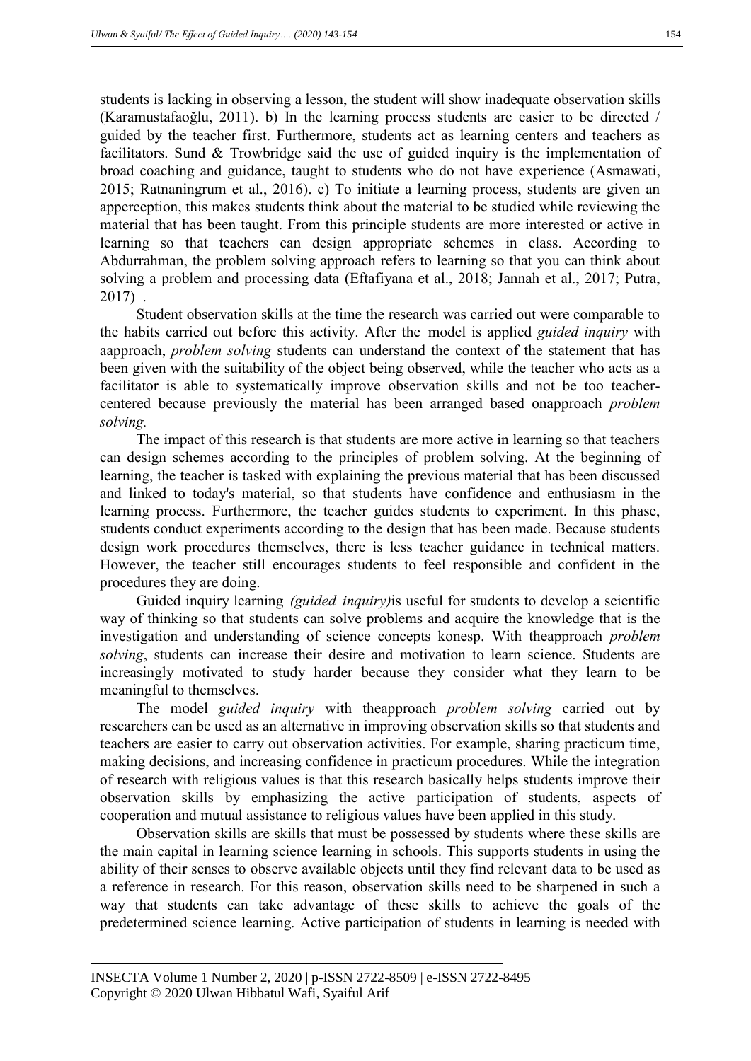students is lacking in observing a lesson, the student will show inadequate observation skills (Karamustafaoğlu, 2011). b) In the learning process students are easier to be directed / guided by the teacher first. Furthermore, students act as learning centers and teachers as facilitators. Sund & Trowbridge said the use of guided inquiry is the implementation of broad coaching and guidance, taught to students who do not have experience (Asmawati, 2015; Ratnaningrum et al., 2016). c) To initiate a learning process, students are given an apperception, this makes students think about the material to be studied while reviewing the material that has been taught. From this principle students are more interested or active in learning so that teachers can design appropriate schemes in class. According to Abdurrahman, the problem solving approach refers to learning so that you can think about solving a problem and processing data (Eftafiyana et al., 2018; Jannah et al., 2017; Putra, 2017) .

Student observation skills at the time the research was carried out were comparable to the habits carried out before this activity. After the model is applied *guided inquiry* with aapproach, *problem solving* students can understand the context of the statement that has been given with the suitability of the object being observed, while the teacher who acts as a facilitator is able to systematically improve observation skills and not be too teacher-centered because previously the material has been arranged based onapproach *problem solving.*

The impact of this research is that students are more active in learning so that teachers can design schemes according to the principles of problem solving. At the beginning of learning, the teacher is tasked with explaining the previous material that has been discussed and linked to today's material, so that students have confidence and enthusiasm in the learning process. Furthermore, the teacher guides students to experiment. In this phase, students conduct experiments according to the design that has been made. Because students design work procedures themselves, there is less teacher guidance in technical matters. However, the teacher still encourages students to feel responsible and confident in the procedures they are doing.

Guided inquiry learning *(guided inquiry)*is useful for students to develop a scientific way of thinking so that students can solve problems and acquire the knowledge that is the investigation and understanding of science concepts konesp. With theapproach *problem solving*, students can increase their desire and motivation to learn science. Students are increasingly motivated to study harder because they consider what they learn to be meaningful to themselves.

The model *guided inquiry* with theapproach *problem solving* carried out by researchers can be used as an alternative in improving observation skills so that students and teachers are easier to carry out observation activities. For example, sharing practicum time, making decisions, and increasing confidence in practicum procedures. While the integration of research with religious values is that this research basically helps students improve their observation skills by emphasizing the active participation of students, aspects of cooperation and mutual assistance to religious values have been applied in this study.

Observation skills are skills that must be possessed by students where these skills are the main capital in learning science learning in schools. This supports students in using the ability of their senses to observe available objects until they find relevant data to be used as a reference in research. For this reason, observation skills need to be sharpened in such a way that students can take advantage of these skills to achieve the goals of the predetermined science learning. Active participation of students in learning is needed with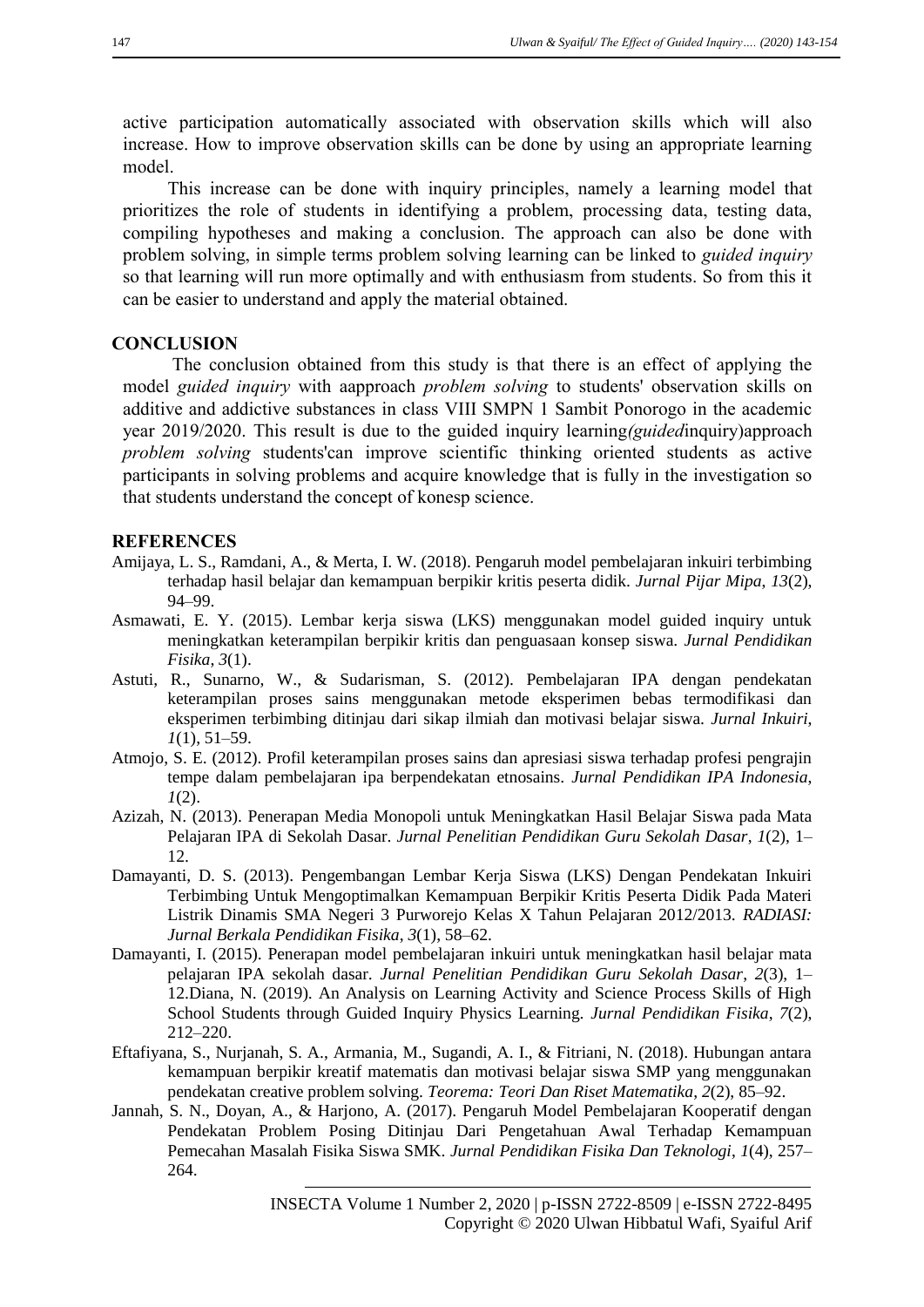active participation automatically associated with observation skills which will also increase. How to improve observation skills can be done by using an appropriate learning model.

This increase can be done with inquiry principles, namely a learning model that prioritizes the role of students in identifying a problem, processing data, testing data, compiling hypotheses and making a conclusion. The approach can also be done with problem solving, in simple terms problem solving learning can be linked to *guided inquiry* so that learning will run more optimally and with enthusiasm from students. So from this it can be easier to understand and apply the material obtained.

## CONCLUSION

The conclusion obtained from this study is that there is an effect of applying the model *guided inquiry* with aapproach *problem solving* to students' observation skills on additive and addictive substances in class VIII SMPN 1 Sambit Ponorogo in the academic year 2019/2020. This result is due to the guided inquiry learning*(guided*inquiry)approach *problem solving* students'can improve scientific thinking oriented students as active participants in solving problems and acquire knowledge that is fully in the investigation so that students understand the concept of konesp science.

## REFERENCES

Amijaya, L. S., Ramdani, A., & Merta, I. W. (2018). Pengaruh model pembelajaran inkuiri terbimbing terhadap hasil belajar dan kemampuan berpikir kritis peserta didik. *Jurnal Pijar Mipa*, *13*(2), 94–99.

Asmawati, E. Y. (2015). Lembar kerja siswa (LKS) menggunakan model guided inquiry untuk meningkatkan keterampilan berpikir kritis dan penguasaan konsep siswa. *Jurnal Pendidikan Fisika*, *3*(1).

Astuti, R., Sunarno, W., & Sudarisman, S. (2012). Pembelajaran IPA dengan pendekatan keterampilan proses sains menggunakan metode eksperimen bebas termodifikasi dan eksperimen terbimbing ditinjau dari sikap ilmiah dan motivasi belajar siswa. *Jurnal Inkuiri*, *1*(1), 51–59.

Atmojo, S. E. (2012). Profil keterampilan proses sains dan apresiasi siswa terhadap profesi pengrajin tempe dalam pembelajaran ipa berpendekatan etnosains. *Jurnal Pendidikan IPA Indonesia*, *1*(2).

Azizah, N. (2013). Penerapan Media Monopoli untuk Meningkatkan Hasil Belajar Siswa pada Mata Pelajaran IPA di Sekolah Dasar. *Jurnal Penelitian Pendidikan Guru Sekolah Dasar*, *1*(2), 1–12.

Damayanti, D. S. (2013). Pengembangan Lembar Kerja Siswa (LKS) Dengan Pendekatan Inkuiri Terbimbing Untuk Mengoptimalkan Kemampuan Berpikir Kritis Peserta Didik Pada Materi Listrik Dinamis SMA Negeri 3 Purworejo Kelas X Tahun Pelajaran 2012/2013. *RADIASI: Jurnal Berkala Pendidikan Fisika*, *3*(1), 58–62.

Damayanti, I. (2015). Penerapan model pembelajaran inkuiri untuk meningkatkan hasil belajar mata pelajaran IPA sekolah dasar. *Jurnal Penelitian Pendidikan Guru Sekolah Dasar*, *2*(3), 1–12.Diana, N. (2019). An Analysis on Learning Activity and Science Process Skills of High School Students through Guided Inquiry Physics Learning. *Jurnal Pendidikan Fisika*, *7*(2), 212–220.

Eftafiyana, S., Nurjanah, S. A., Armania, M., Sugandi, A. I., & Fitriani, N. (2018). Hubungan antara kemampuan berpikir kreatif matematis dan motivasi belajar siswa SMP yang menggunakan pendekatan creative problem solving. *Teorema: Teori Dan Riset Matematika*, *2*(2), 85–92.

Jannah, S. N., Doyan, A., & Harjono, A. (2017). Pengaruh Model Pembelajaran Kooperatif dengan Pendekatan Problem Posing Ditinjau Dari Pengetahuan Awal Terhadap Kemampuan Pemecahan Masalah Fisika Siswa SMK. *Jurnal Pendidikan Fisika Dan Teknologi*, *1*(4), 257–264.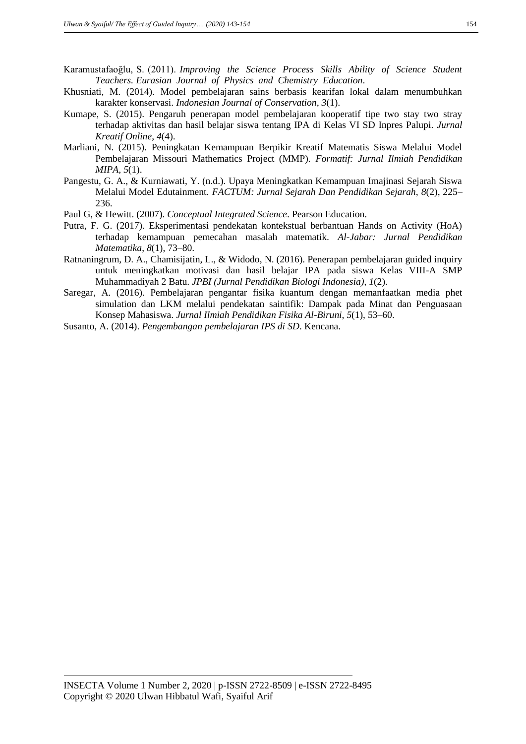Karamustafaoğlu, S. (2011). *Improving the Science Process Skills Ability of Science Student Teachers. Eurasian Journal of Physics and Chemistry Education*.

Khusniati, M. (2014). Model pembelajaran sains berbasis kearifan lokal dalam menumbuhkan karakter konservasi. *Indonesian Journal of Conservation*, *3*(1).

Kumape, S. (2015). Pengaruh penerapan model pembelajaran kooperatif tipe two stay two stray terhadap aktivitas dan hasil belajar siswa tentang IPA di Kelas VI SD Inpres Palupi. *Jurnal Kreatif Online*, *4*(4).

Marliani, N. (2015). Peningkatan Kemampuan Berpikir Kreatif Matematis Siswa Melalui Model Pembelajaran Missouri Mathematics Project (MMP). *Formatif: Jurnal Ilmiah Pendidikan MIPA*, *5*(1).

Pangestu, G. A., & Kurniawati, Y. (n.d.). Upaya Meningkatkan Kemampuan Imajinasi Sejarah Siswa Melalui Model Edutainment. *FACTUM: Jurnal Sejarah Dan Pendidikan Sejarah*, *8*(2), 225–236.

Paul G, & Hewitt. (2007). *Conceptual Integrated Science*. Pearson Education.

Putra, F. G. (2017). Eksperimentasi pendekatan kontekstual berbantuan Hands on Activity (HoA) terhadap kemampuan pemecahan masalah matematik. *Al-Jabar: Jurnal Pendidikan Matematika*, *8*(1), 73–80.

Ratnaningrum, D. A., Chamisijatin, L., & Widodo, N. (2016). Penerapan pembelajaran guided inquiry untuk meningkatkan motivasi dan hasil belajar IPA pada siswa Kelas VIII-A SMP Muhammadiyah 2 Batu. *JPBI (Jurnal Pendidikan Biologi Indonesia)*, *1*(2).

Saregar, A. (2016). Pembelajaran pengantar fisika kuantum dengan memanfaatkan media phet simulation dan LKM melalui pendekatan saintifik: Dampak pada Minat dan Penguasaan Konsep Mahasiswa. *Jurnal Ilmiah Pendidikan Fisika Al-Biruni*, *5*(1), 53–60.

Susanto, A. (2014). *Pengembangan pembelajaran IPS di SD*. Kencana.